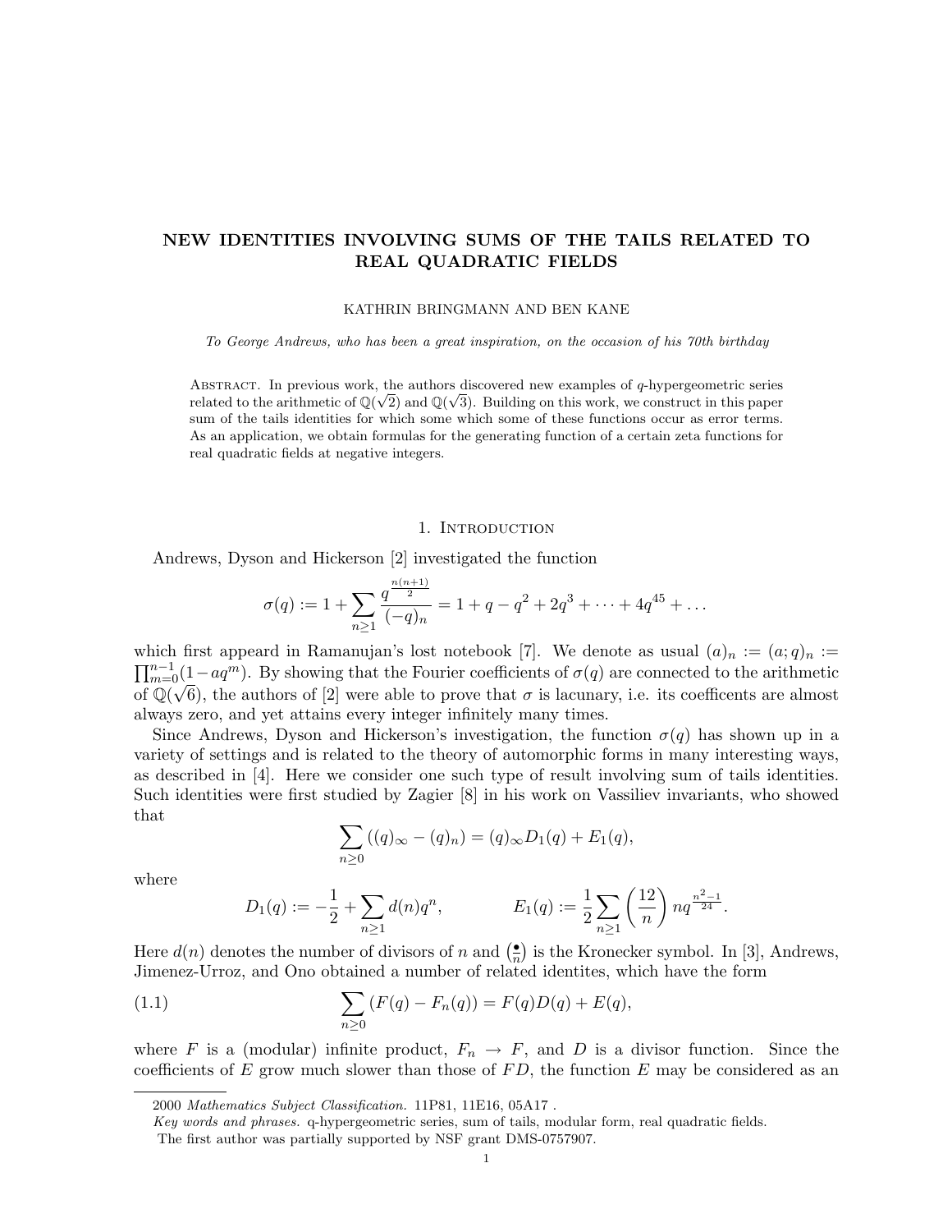# NEW IDENTITIES INVOLVING SUMS OF THE TAILS RELATED TO REAL QUADRATIC FIELDS

KATHRIN BRINGMANN AND BEN KANE

*To George Andrews, who has been a great inspiration, on the occasion of his 70th birthday*

Abstract. In previous work, the authors discovered new examples of $q$-hypergeometric series related to the arithmetic of $\mathbb{Q}(\sqrt{2})$ and $\mathbb{Q}(\sqrt{3})$. Building on this work, we construct in this paper sum of the tails identities for which some which some of these functions occur as error terms. As an application, we obtain formulas for the generating function of a certain zeta functions for real quadratic fields at negative integers.

## 1. Introduction

Andrews, Dyson and Hickerson [2] investigated the function

$$\sigma(q) := 1 + \sum_{n\geq 1} \frac{q^{\frac{n(n+1)}{2}}}{(-q)_n} = 1 + q - q^2 + 2q^3 + \cdots + 4q^{45} + \ldots$$

which first appeard in Ramanujan's lost notebook [7]. We denote as usual $(a)_n := (a;q)_n := \prod_{m=0}^{n-1}(1-aq^m)$. By showing that the Fourier coefficients of $\sigma(q)$ are connected to the arithmetic of $\mathbb{Q}(\sqrt{6})$, the authors of [2] were able to prove that $\sigma$ is lacunary, i.e. its coefficents are almost always zero, and yet attains every integer infinitely many times.

Since Andrews, Dyson and Hickerson's investigation, the function $\sigma(q)$ has shown up in a variety of settings and is related to the theory of automorphic forms in many interesting ways, as described in [4]. Here we consider one such type of result involving sum of tails identities. Such identities were first studied by Zagier [8] in his work on Vassiliev invariants, who showed that

$$\sum_{n\geq 0} \left((q)_\infty - (q)_n\right) = (q)_\infty D_1(q) + E_1(q),$$

where

$$D_1(q) := -\frac{1}{2} + \sum_{n\geq 1} d(n)q^n, \qquad E_1(q) := \frac{1}{2}\sum_{n\geq 1}\left(\frac{12}{n}\right) n q^{\frac{n^2-1}{24}}.$$

Here $d(n)$ denotes the number of divisors of $n$ and $\left(\frac{\bullet}{n}\right)$ is the Kronecker symbol. In [3], Andrews, Jimenez-Urroz, and Ono obtained a number of related identites, which have the form

$$\sum_{n\geq 0} \left(F(q) - F_n(q)\right) = F(q)D(q) + E(q), \tag{1.1}$$

where $F$ is a (modular) infinite product, $F_n \to F$, and $D$ is a divisor function. Since the coefficients of $E$ grow much slower than those of $FD$, the function $E$ may be considered as an

---

2000 *Mathematics Subject Classification.* 11P81, 11E16, 05A17 .

*Key words and phrases.* q-hypergeometric series, sum of tails, modular form, real quadratic fields.

The first author was partially supported by NSF grant DMS-0757907.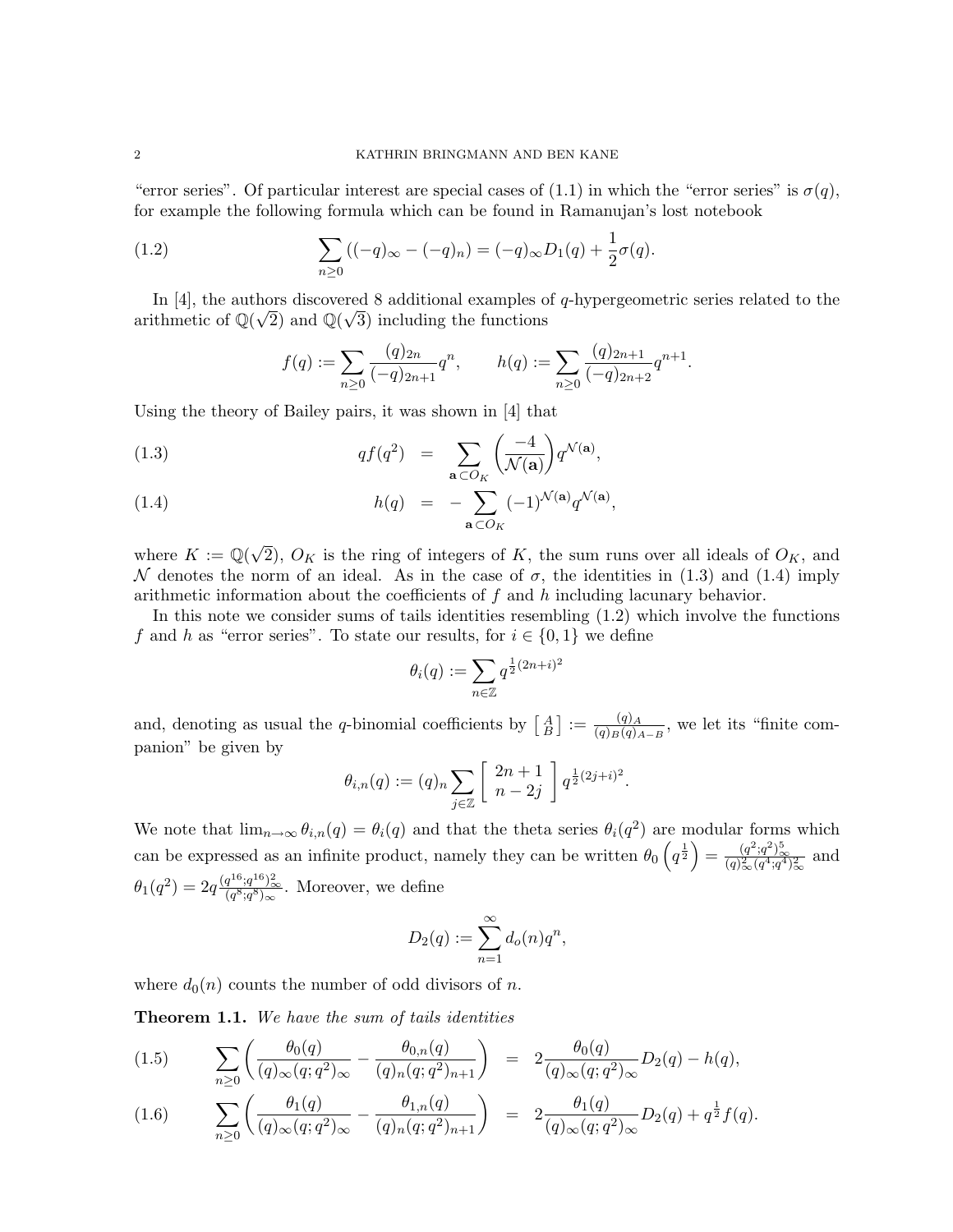"error series". Of particular interest are special cases of (1.1) in which the "error series" is $\sigma(q)$, for example the following formula which can be found in Ramanujan's lost notebook

$$\sum_{n\geq 0}\left((-q)_\infty - (-q)_n\right) = (-q)_\infty D_1(q) + \frac{1}{2}\sigma(q). \tag{1.2}$$

In [4], the authors discovered 8 additional examples of $q$-hypergeometric series related to the arithmetic of $\mathbb{Q}(\sqrt{2})$ and $\mathbb{Q}(\sqrt{3})$ including the functions

$$f(q) := \sum_{n\geq 0} \frac{(q)_{2n}}{(-q)_{2n+1}} q^n, \qquad h(q) := \sum_{n\geq 0} \frac{(q)_{2n+1}}{(-q)_{2n+2}} q^{n+1}.$$

Using the theory of Bailey pairs, it was shown in [4] that

$$qf(q^2) = \sum_{\mathbf{a}\subset O_K} \left(\frac{-4}{\mathcal{N}(\mathbf{a})}\right) q^{\mathcal{N}(\mathbf{a})}, \tag{1.3}$$

$$h(q) = -\sum_{\mathbf{a}\subset O_K} (-1)^{\mathcal{N}(\mathbf{a})} q^{\mathcal{N}(\mathbf{a})}, \tag{1.4}$$

where $K := \mathbb{Q}(\sqrt{2})$, $O_K$ is the ring of integers of $K$, the sum runs over all ideals of $O_K$, and $\mathcal{N}$ denotes the norm of an ideal. As in the case of $\sigma$, the identities in (1.3) and (1.4) imply arithmetic information about the coefficients of $f$ and $h$ including lacunary behavior.

In this note we consider sums of tails identities resembling (1.2) which involve the functions $f$ and $h$ as "error series". To state our results, for $i \in \{0, 1\}$ we define

$$\theta_i(q) := \sum_{n\in\mathbb{Z}} q^{\frac{1}{2}(2n+i)^2}$$

and, denoting as usual the $q$-binomial coefficients by $\left[\begin{smallmatrix} A \\ B \end{smallmatrix}\right] := \frac{(q)_A}{(q)_B (q)_{A-B}}$, we let its "finite companion" be given by

$$\theta_{i,n}(q) := (q)_n \sum_{j\in\mathbb{Z}} \left[\begin{matrix} 2n+1 \\ n-2j \end{matrix}\right] q^{\frac{1}{2}(2j+i)^2}.$$

We note that $\lim_{n\to\infty} \theta_{i,n}(q) = \theta_i(q)$ and that the theta series $\theta_i(q^2)$ are modular forms which can be expressed as an infinite product, namely they can be written $\theta_0\left(q^{\frac{1}{2}}\right) = \frac{(q^2;q^2)_\infty^5}{(q)_\infty^2 (q^4;q^4)_\infty^2}$ and $\theta_1(q^2) = 2q\frac{(q^{16};q^{16})_\infty^2}{(q^8;q^8)_\infty}$. Moreover, we define

$$D_2(q) := \sum_{n=1}^{\infty} d_o(n) q^n,$$

where $d_0(n)$ counts the number of odd divisors of $n$.

**Theorem 1.1.** *We have the sum of tails identities*

$$\sum_{n\geq 0}\left(\frac{\theta_0(q)}{(q)_\infty (q;q^2)_\infty} - \frac{\theta_{0,n}(q)}{(q)_n (q;q^2)_{n+1}}\right) = 2\frac{\theta_0(q)}{(q)_\infty (q;q^2)_\infty} D_2(q) - h(q), \tag{1.5}$$

$$\sum_{n\geq 0}\left(\frac{\theta_1(q)}{(q)_\infty (q;q^2)_\infty} - \frac{\theta_{1,n}(q)}{(q)_n (q;q^2)_{n+1}}\right) = 2\frac{\theta_1(q)}{(q)_\infty (q;q^2)_\infty} D_2(q) + q^{\frac{1}{2}} f(q). \tag{1.6}$$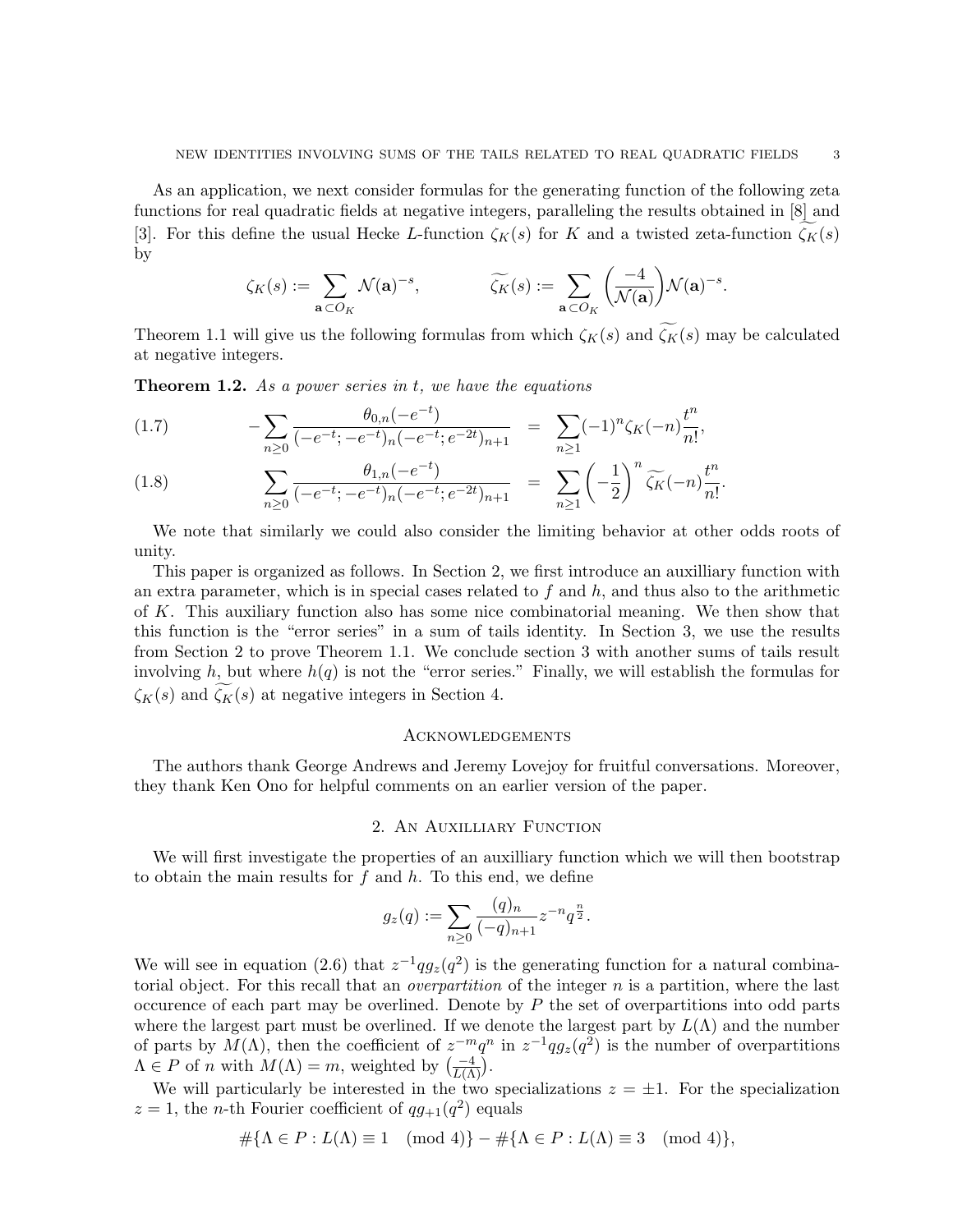As an application, we next consider formulas for the generating function of the following zeta functions for real quadratic fields at negative integers, paralleling the results obtained in [8] and [3]. For this define the usual Hecke $L$-function $\zeta_K(s)$ for $K$ and a twisted zeta-function $\widetilde{\zeta_K}(s)$ by

$$\zeta_K(s) := \sum_{\mathbf{a} \subset O_K} \mathcal{N}(\mathbf{a})^{-s}, \qquad \widetilde{\zeta_K}(s) := \sum_{\mathbf{a} \subset O_K} \left(\frac{-4}{\mathcal{N}(\mathbf{a})}\right) \mathcal{N}(\mathbf{a})^{-s}.$$

Theorem 1.1 will give us the following formulas from which $\zeta_K(s)$ and $\widetilde{\zeta_K}(s)$ may be calculated at negative integers.

**Theorem 1.2.** *As a power series in $t$, we have the equations*

$$-\sum_{n\geq 0} \frac{\theta_{0,n}(-e^{-t})}{(-e^{-t};-e^{-t})_n(-e^{-t};e^{-2t})_{n+1}} = \sum_{n\geq 1} (-1)^n \zeta_K(-n) \frac{t^n}{n!}, \tag{1.7}$$

$$\sum_{n\geq 0} \frac{\theta_{1,n}(-e^{-t})}{(-e^{-t};-e^{-t})_n(-e^{-t};e^{-2t})_{n+1}} = \sum_{n\geq 1} \left(-\frac{1}{2}\right)^n \widetilde{\zeta_K}(-n) \frac{t^n}{n!}. \tag{1.8}$$

We note that similarly we could also consider the limiting behavior at other odds roots of unity.

This paper is organized as follows. In Section 2, we first introduce an auxilliary function with an extra parameter, which is in special cases related to $f$ and $h$, and thus also to the arithmetic of $K$. This auxiliary function also has some nice combinatorial meaning. We then show that this function is the "error series" in a sum of tails identity. In Section 3, we use the results from Section 2 to prove Theorem 1.1. We conclude section 3 with another sums of tails result involving $h$, but where $h(q)$ is not the "error series." Finally, we will establish the formulas for $\zeta_K(s)$ and $\widetilde{\zeta_K}(s)$ at negative integers in Section 4.

## Acknowledgements

The authors thank George Andrews and Jeremy Lovejoy for fruitful conversations. Moreover, they thank Ken Ono for helpful comments on an earlier version of the paper.

## 2. An Auxilliary Function

We will first investigate the properties of an auxilliary function which we will then bootstrap to obtain the main results for $f$ and $h$. To this end, we define

$$g_z(q) := \sum_{n\geq 0} \frac{(q)_n}{(-q)_{n+1}} z^{-n} q^{\frac{n}{2}}.$$

We will see in equation (2.6) that $z^{-1}qg_z(q^2)$ is the generating function for a natural combinatorial object. For this recall that an *overpartition* of the integer $n$ is a partition, where the last occurence of each part may be overlined. Denote by $P$ the set of overpartitions into odd parts where the largest part must be overlined. If we denote the largest part by $L(\Lambda)$ and the number of parts by $M(\Lambda)$, then the coefficient of $z^{-m}q^n$ in $z^{-1}qg_z(q^2)$ is the number of overpartitions $\Lambda \in P$ of $n$ with $M(\Lambda) = m$, weighted by $\left(\frac{-4}{L(\Lambda)}\right)$.

We will particularly be interested in the two specializations $z = \pm 1$. For the specialization $z = 1$, the $n$-th Fourier coefficient of $qg_{+1}(q^2)$ equals

$$\#\{\Lambda \in P : L(\Lambda) \equiv 1 \pmod 4\} - \#\{\Lambda \in P : L(\Lambda) \equiv 3 \pmod 4\},$$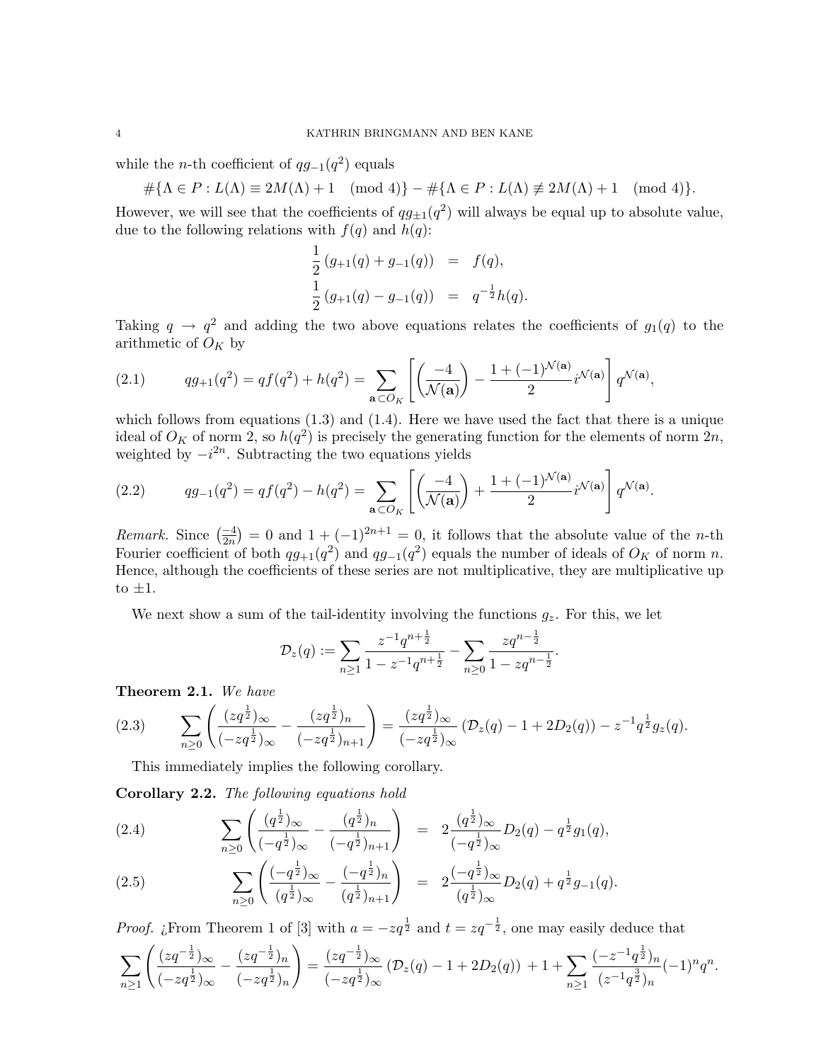while the $n$-th coefficient of $qg_{-1}(q^2)$ equals

$$\#\{\Lambda \in P : L(\Lambda) \equiv 2M(\Lambda)+1 \pmod 4\} - \#\{\Lambda \in P : L(\Lambda) \not\equiv 2M(\Lambda)+1 \pmod 4\}.$$

However, we will see that the coefficients of $qg_{\pm 1}(q^2)$ will always be equal up to absolute value, due to the following relations with $f(q)$ and $h(q)$:

$$\begin{aligned}
\frac{1}{2}\left(g_{+1}(q)+g_{-1}(q)\right) &= f(q),\\
\frac{1}{2}\left(g_{+1}(q)-g_{-1}(q)\right) &= q^{-\frac{1}{2}}h(q).
\end{aligned}$$

Taking $q \to q^2$ and adding the two above equations relates the coefficients of $g_1(q)$ to the arithmetic of $O_K$ by

$$qg_{+1}(q^2) = qf(q^2)+h(q^2) = \sum_{\mathbf{a}\subset O_K}\left[\left(\frac{-4}{\mathcal{N}(\mathbf{a})}\right) - \frac{1+(-1)^{\mathcal{N}(\mathbf{a})}}{2} i^{\mathcal{N}(\mathbf{a})}\right] q^{\mathcal{N}(\mathbf{a})}, \tag{2.1}$$

which follows from equations (1.3) and (1.4). Here we have used the fact that there is a unique ideal of $O_K$ of norm 2, so $h(q^2)$ is precisely the generating function for the elements of norm $2n$, weighted by $-i^{2n}$. Subtracting the two equations yields

$$qg_{-1}(q^2) = qf(q^2)-h(q^2) = \sum_{\mathbf{a}\subset O_K}\left[\left(\frac{-4}{\mathcal{N}(\mathbf{a})}\right) + \frac{1+(-1)^{\mathcal{N}(\mathbf{a})}}{2} i^{\mathcal{N}(\mathbf{a})}\right] q^{\mathcal{N}(\mathbf{a})}. \tag{2.2}$$

*Remark.* Since $\left(\frac{-4}{2n}\right)=0$ and $1+(-1)^{2n+1}=0$, it follows that the absolute value of the $n$-th Fourier coefficient of both $qg_{+1}(q^2)$ and $qg_{-1}(q^2)$ equals the number of ideals of $O_K$ of norm $n$. Hence, although the coefficients of these series are not multiplicative, they are multiplicative up to $\pm 1$.

We next show a sum of the tail-identity involving the functions $g_z$. For this, we let

$$\mathcal{D}_z(q) := \sum_{n\geq 1}\frac{z^{-1}q^{n+\frac{1}{2}}}{1-z^{-1}q^{n+\frac{1}{2}}} - \sum_{n\geq 0}\frac{zq^{n-\frac{1}{2}}}{1-zq^{n-\frac{1}{2}}}.$$

**Theorem 2.1.** *We have*

$$\sum_{n\geq 0}\left(\frac{(zq^{\frac{1}{2}})_\infty}{(-zq^{\frac{1}{2}})_\infty} - \frac{(zq^{\frac{1}{2}})_n}{(-zq^{\frac{1}{2}})_{n+1}}\right) = \frac{(zq^{\frac{1}{2}})_\infty}{(-zq^{\frac{1}{2}})_\infty}\left(\mathcal{D}_z(q)-1+2D_2(q)\right) - z^{-1}q^{\frac{1}{2}}g_z(q). \tag{2.3}$$

This immediately implies the following corollary.

**Corollary 2.2.** *The following equations hold*

$$\sum_{n\geq 0}\left(\frac{(q^{\frac{1}{2}})_\infty}{(-q^{\frac{1}{2}})_\infty} - \frac{(q^{\frac{1}{2}})_n}{(-q^{\frac{1}{2}})_{n+1}}\right) = 2\frac{(q^{\frac{1}{2}})_\infty}{(-q^{\frac{1}{2}})_\infty}D_2(q) - q^{\frac{1}{2}}g_1(q), \tag{2.4}$$

$$\sum_{n\geq 0}\left(\frac{(-q^{\frac{1}{2}})_\infty}{(q^{\frac{1}{2}})_\infty} - \frac{(-q^{\frac{1}{2}})_n}{(q^{\frac{1}{2}})_{n+1}}\right) = 2\frac{(-q^{\frac{1}{2}})_\infty}{(q^{\frac{1}{2}})_\infty}D_2(q) + q^{\frac{1}{2}}g_{-1}(q). \tag{2.5}$$

*Proof.* ¿From Theorem 1 of [3] with $a=-zq^{\frac{1}{2}}$ and $t=zq^{-\frac{1}{2}}$, one may easily deduce that

$$\sum_{n\geq 1}\left(\frac{(zq^{-\frac{1}{2}})_\infty}{(-zq^{\frac{1}{2}})_\infty} - \frac{(zq^{-\frac{1}{2}})_n}{(-zq^{\frac{1}{2}})_n}\right) = \frac{(zq^{-\frac{1}{2}})_\infty}{(-zq^{\frac{1}{2}})_\infty}\left(\mathcal{D}_z(q)-1+2D_2(q)\right) + 1 + \sum_{n\geq 1}\frac{(-z^{-1}q^{\frac{1}{2}})_n}{(z^{-1}q^{\frac{3}{2}})_n}(-1)^n q^n.$$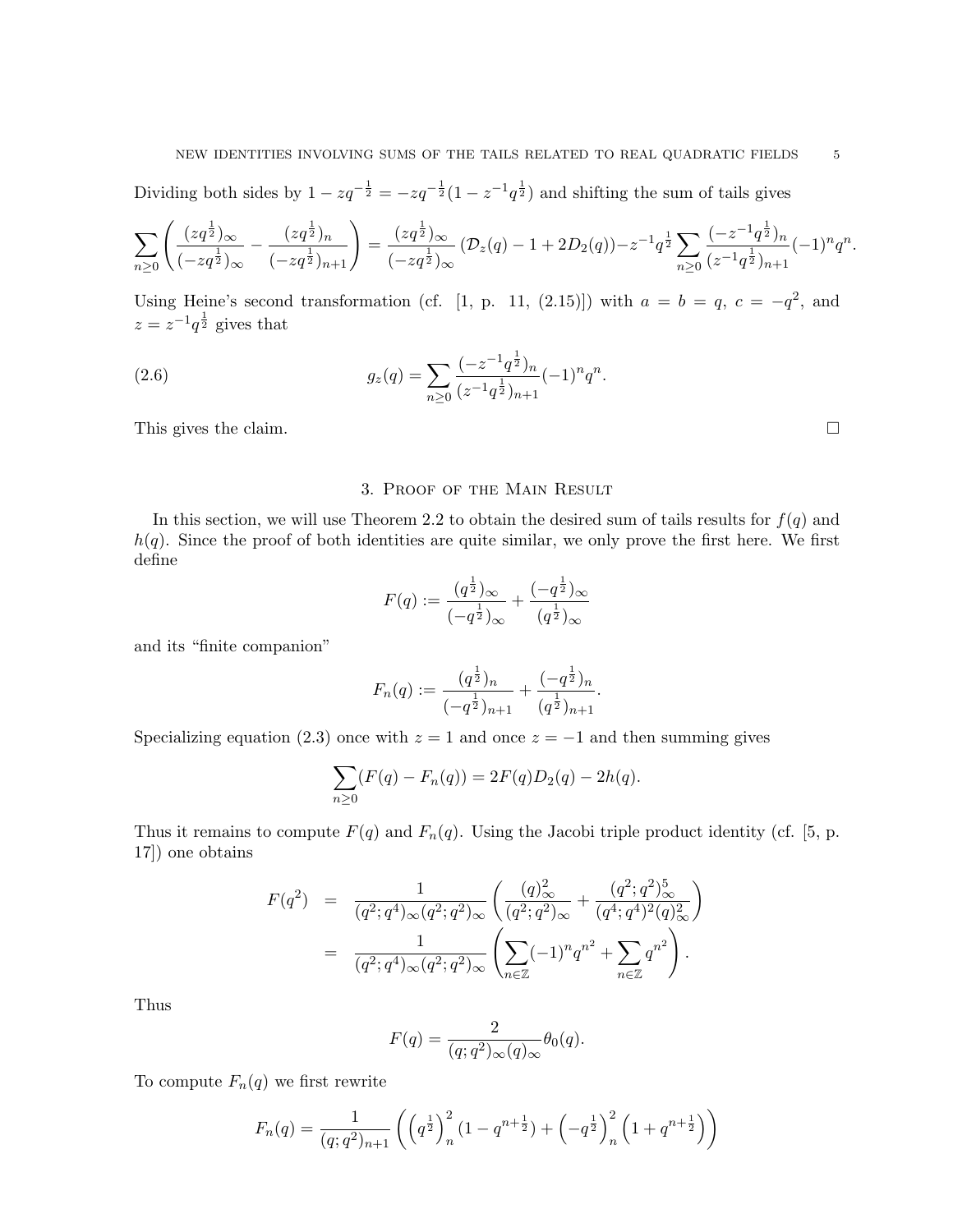Dividing both sides by $1 - zq^{-\frac{1}{2}} = -zq^{-\frac{1}{2}}(1 - z^{-1}q^{\frac{1}{2}})$ and shifting the sum of tails gives

$$\sum_{n\geq 0}\left(\frac{(zq^{\frac{1}{2}})_\infty}{(-zq^{\frac{1}{2}})_\infty} - \frac{(zq^{\frac{1}{2}})_n}{(-zq^{\frac{1}{2}})_{n+1}}\right) = \frac{(zq^{\frac{1}{2}})_\infty}{(-zq^{\frac{1}{2}})_\infty}\left(\mathcal{D}_z(q) - 1 + 2D_2(q)\right) - z^{-1}q^{\frac{1}{2}}\sum_{n\geq 0}\frac{(-z^{-1}q^{\frac{1}{2}})_n}{(z^{-1}q^{\frac{1}{2}})_{n+1}}(-1)^n q^n.$$

Using Heine's second transformation (cf. [1, p. 11, (2.15)]) with $a = b = q$, $c = -q^2$, and $z = z^{-1}q^{\frac{1}{2}}$ gives that

$$g_z(q) = \sum_{n\geq 0}\frac{(-z^{-1}q^{\frac{1}{2}})_n}{(z^{-1}q^{\frac{1}{2}})_{n+1}}(-1)^n q^n. \tag{2.6}$$

This gives the claim. $\square$

## 3. Proof of the Main Result

In this section, we will use Theorem 2.2 to obtain the desired sum of tails results for $f(q)$ and $h(q)$. Since the proof of both identities are quite similar, we only prove the first here. We first define

$$F(q) := \frac{(q^{\frac{1}{2}})_\infty}{(-q^{\frac{1}{2}})_\infty} + \frac{(-q^{\frac{1}{2}})_\infty}{(q^{\frac{1}{2}})_\infty}$$

and its "finite companion"

$$F_n(q) := \frac{(q^{\frac{1}{2}})_n}{(-q^{\frac{1}{2}})_{n+1}} + \frac{(-q^{\frac{1}{2}})_n}{(q^{\frac{1}{2}})_{n+1}}.$$

Specializing equation (2.3) once with $z = 1$ and once $z = -1$ and then summing gives

$$\sum_{n\geq 0}(F(q) - F_n(q)) = 2F(q)D_2(q) - 2h(q).$$

Thus it remains to compute $F(q)$ and $F_n(q)$. Using the Jacobi triple product identity (cf. [5, p. 17]) one obtains

$$\begin{aligned}
F(q^2) &= \frac{1}{(q^2;q^4)_\infty (q^2;q^2)_\infty}\left(\frac{(q)_\infty^2}{(q^2;q^2)_\infty} + \frac{(q^2;q^2)_\infty^5}{(q^4;q^4)^2 (q)_\infty^2}\right)\\
&= \frac{1}{(q^2;q^4)_\infty (q^2;q^2)_\infty}\left(\sum_{n\in\mathbb{Z}}(-1)^n q^{n^2} + \sum_{n\in\mathbb{Z}} q^{n^2}\right).
\end{aligned}$$

Thus

$$F(q) = \frac{2}{(q;q^2)_\infty (q)_\infty}\theta_0(q).$$

To compute $F_n(q)$ we first rewrite

$$F_n(q) = \frac{1}{(q;q^2)_{n+1}}\left(\left(q^{\frac{1}{2}}\right)_n^2 (1 - q^{n+\frac{1}{2}}) + \left(-q^{\frac{1}{2}}\right)_n^2\left(1 + q^{n+\frac{1}{2}}\right)\right)$$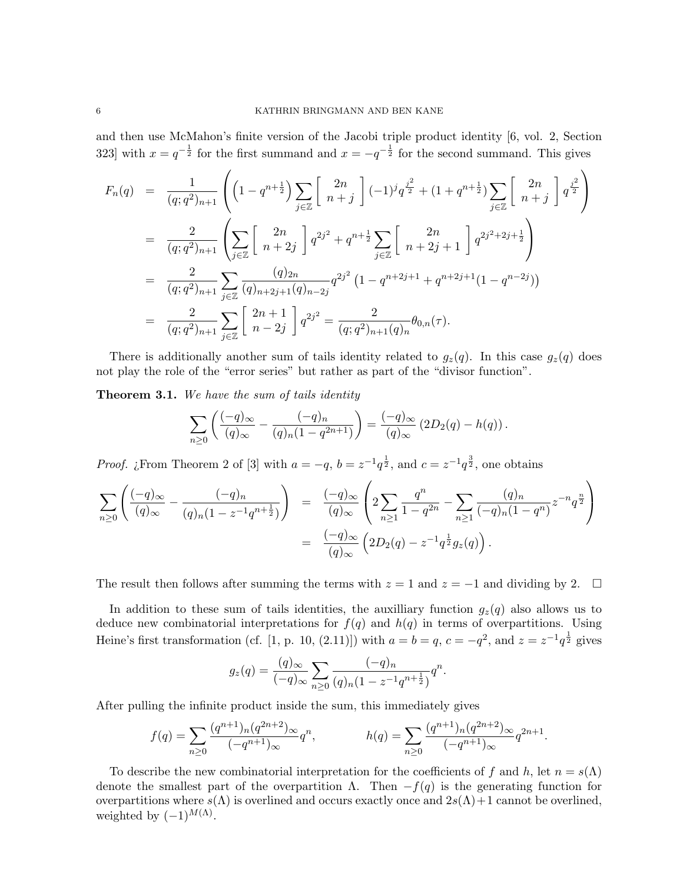and then use McMahon's finite version of the Jacobi triple product identity [6, vol. 2, Section 323] with $x = q^{-\frac{1}{2}}$ for the first summand and $x = -q^{-\frac{1}{2}}$ for the second summand. This gives

$$
\begin{aligned}
F_n(q) &= \frac{1}{(q;q^2)_{n+1}} \left( \left(1 - q^{n+\frac{1}{2}}\right) \sum_{j \in \mathbb{Z}} \left[ \begin{array}{c} 2n \\ n+j \end{array} \right] (-1)^j q^{\frac{j^2}{2}} + (1 + q^{n+\frac{1}{2}}) \sum_{j \in \mathbb{Z}} \left[ \begin{array}{c} 2n \\ n+j \end{array} \right] q^{\frac{j^2}{2}} \right) \\
&= \frac{2}{(q;q^2)_{n+1}} \left( \sum_{j \in \mathbb{Z}} \left[ \begin{array}{c} 2n \\ n+2j \end{array} \right] q^{2j^2} + q^{n+\frac{1}{2}} \sum_{j \in \mathbb{Z}} \left[ \begin{array}{c} 2n \\ n+2j+1 \end{array} \right] q^{2j^2+2j+\frac{1}{2}} \right) \\
&= \frac{2}{(q;q^2)_{n+1}} \sum_{j \in \mathbb{Z}} \frac{(q)_{2n}}{(q)_{n+2j+1}(q)_{n-2j}} q^{2j^2} \left(1 - q^{n+2j+1} + q^{n+2j+1}(1 - q^{n-2j})\right) \\
&= \frac{2}{(q;q^2)_{n+1}} \sum_{j \in \mathbb{Z}} \left[ \begin{array}{c} 2n+1 \\ n-2j \end{array} \right] q^{2j^2} = \frac{2}{(q;q^2)_{n+1}(q)_n} \theta_{0,n}(\tau).
\end{aligned}
$$

There is additionally another sum of tails identity related to $g_z(q)$. In this case $g_z(q)$ does not play the role of the "error series" but rather as part of the "divisor function".

**Theorem 3.1.** *We have the sum of tails identity*

$$
\sum_{n \geq 0} \left( \frac{(-q)_\infty}{(q)_\infty} - \frac{(-q)_n}{(q)_n(1 - q^{2n+1})} \right) = \frac{(-q)_\infty}{(q)_\infty} \left(2D_2(q) - h(q)\right).
$$

*Proof.* ¿From Theorem 2 of [3] with $a = -q$, $b = z^{-1}q^{\frac{1}{2}}$, and $c = z^{-1}q^{\frac{3}{2}}$, one obtains

$$
\begin{aligned}
\sum_{n \geq 0} \left( \frac{(-q)_\infty}{(q)_\infty} - \frac{(-q)_n}{(q)_n(1 - z^{-1}q^{n+\frac{1}{2}})} \right) &= \frac{(-q)_\infty}{(q)_\infty} \left( 2 \sum_{n \geq 1} \frac{q^n}{1 - q^{2n}} - \sum_{n \geq 1} \frac{(q)_n}{(-q)_n(1 - q^n)} z^{-n} q^{\frac{n}{2}} \right) \\
&= \frac{(-q)_\infty}{(q)_\infty} \left( 2D_2(q) - z^{-1}q^{\frac{1}{2}} g_z(q) \right).
\end{aligned}
$$

The result then follows after summing the terms with $z = 1$ and $z = -1$ and dividing by 2. $\square$

In addition to these sum of tails identities, the auxilliary function $g_z(q)$ also allows us to deduce new combinatorial interpretations for $f(q)$ and $h(q)$ in terms of overpartitions. Using Heine's first transformation (cf. [1, p. 10, (2.11)]) with $a = b = q$, $c = -q^2$, and $z = z^{-1}q^{\frac{1}{2}}$ gives

$$
g_z(q) = \frac{(q)_\infty}{(-q)_\infty} \sum_{n \geq 0} \frac{(-q)_n}{(q)_n(1 - z^{-1}q^{n+\frac{1}{2}})} q^n.
$$

After pulling the infinite product inside the sum, this immediately gives

$$
f(q) = \sum_{n \geq 0} \frac{(q^{n+1})_n (q^{2n+2})_\infty}{(-q^{n+1})_\infty} q^n, \qquad\qquad h(q) = \sum_{n \geq 0} \frac{(q^{n+1})_n (q^{2n+2})_\infty}{(-q^{n+1})_\infty} q^{2n+1}.
$$

To describe the new combinatorial interpretation for the coefficients of $f$ and $h$, let $n = s(\Lambda)$ denote the smallest part of the overpartition $\Lambda$. Then $-f(q)$ is the generating function for overpartitions where $s(\Lambda)$ is overlined and occurs exactly once and $2s(\Lambda)+1$ cannot be overlined, weighted by $(-1)^{M(\Lambda)}$.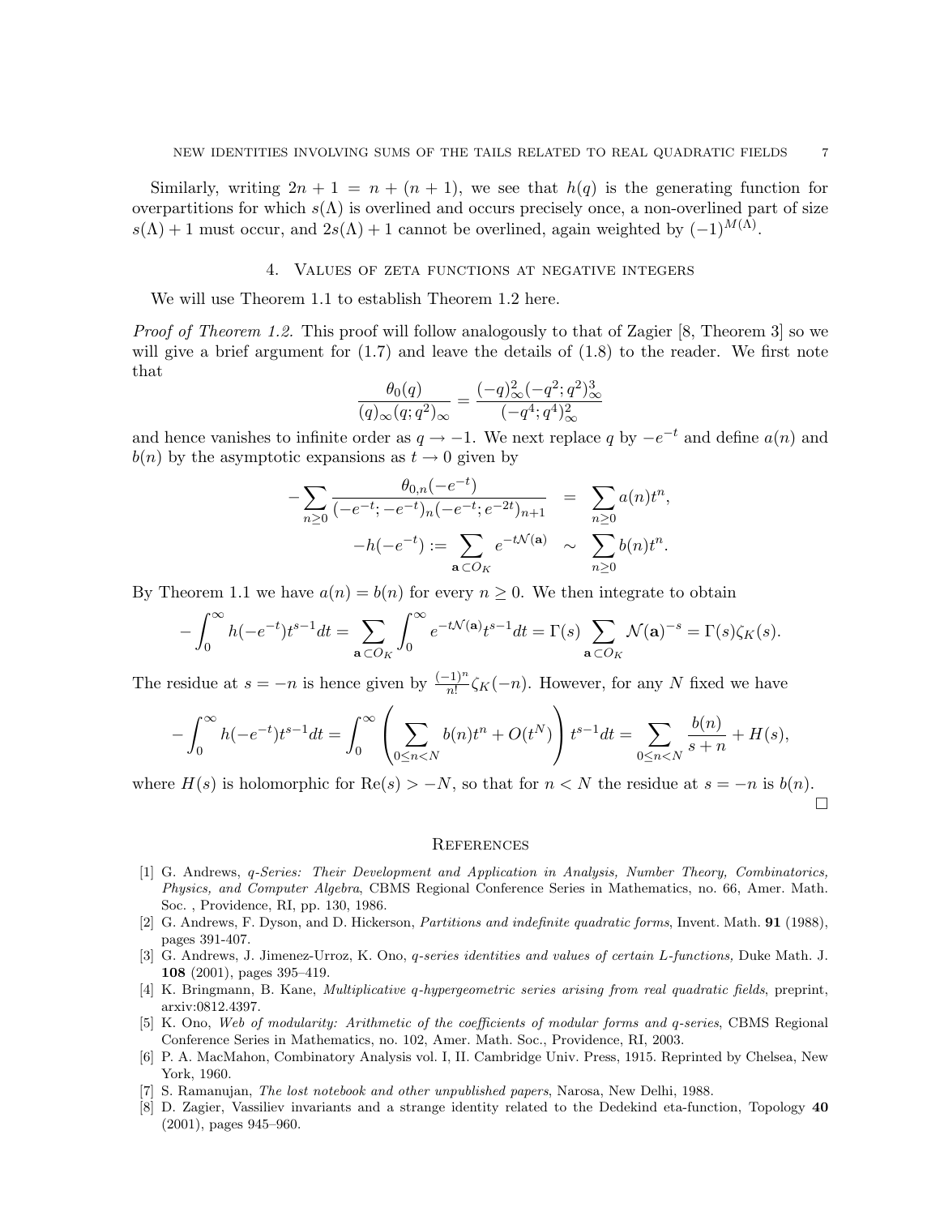Similarly, writing $2n+1 = n+(n+1)$, we see that $h(q)$ is the generating function for overpartitions for which $s(\Lambda)$ is overlined and occurs precisely once, a non-overlined part of size $s(\Lambda)+1$ must occur, and $2s(\Lambda)+1$ cannot be overlined, again weighted by $(-1)^{M(\Lambda)}$.

## 4. Values of zeta functions at negative integers

We will use Theorem 1.1 to establish Theorem 1.2 here.

*Proof of Theorem 1.2.* This proof will follow analogously to that of Zagier [8, Theorem 3] so we will give a brief argument for (1.7) and leave the details of (1.8) to the reader. We first note that

$$\frac{\theta_0(q)}{(q)_\infty (q;q^2)_\infty} = \frac{(-q)_\infty^2 (-q^2;q^2)_\infty^3}{(-q^4;q^4)_\infty^2}$$

and hence vanishes to infinite order as $q \to -1$. We next replace $q$ by $-e^{-t}$ and define $a(n)$ and $b(n)$ by the asymptotic expansions as $t \to 0$ given by

$$\begin{aligned}
-\sum_{n\geq 0} \frac{\theta_{0,n}(-e^{-t})}{(-e^{-t};-e^{-t})_n(-e^{-t};e^{-2t})_{n+1}} &= \sum_{n\geq 0} a(n)t^n, \\
-h(-e^{-t}) := \sum_{\mathbf{a}\subset O_K} e^{-t\mathcal{N}(\mathbf{a})} &\sim \sum_{n\geq 0} b(n)t^n.
\end{aligned}$$

By Theorem 1.1 we have $a(n) = b(n)$ for every $n \geq 0$. We then integrate to obtain

$$-\int_0^\infty h(-e^{-t})t^{s-1}dt = \sum_{\mathbf{a}\subset O_K} \int_0^\infty e^{-t\mathcal{N}(\mathbf{a})}t^{s-1}dt = \Gamma(s)\sum_{\mathbf{a}\subset O_K} \mathcal{N}(\mathbf{a})^{-s} = \Gamma(s)\zeta_K(s).$$

The residue at $s=-n$ is hence given by $\frac{(-1)^n}{n!}\zeta_K(-n)$. However, for any $N$ fixed we have

$$-\int_0^\infty h(-e^{-t})t^{s-1}dt = \int_0^\infty \left(\sum_{0\leq n<N} b(n)t^n + O(t^N)\right) t^{s-1}dt = \sum_{0\leq n<N} \frac{b(n)}{s+n} + H(s),$$

where $H(s)$ is holomorphic for $\mathrm{Re}(s) > -N$, so that for $n<N$ the residue at $s=-n$ is $b(n)$. $\square$

## References

[1] G. Andrews, *q-Series: Their Development and Application in Analysis, Number Theory, Combinatorics, Physics, and Computer Algebra*, CBMS Regional Conference Series in Mathematics, no. 66, Amer. Math. Soc. , Providence, RI, pp. 130, 1986.

[2] G. Andrews, F. Dyson, and D. Hickerson, *Partitions and indefinite quadratic forms*, Invent. Math. **91** (1988), pages 391-407.

[3] G. Andrews, J. Jimenez-Urroz, K. Ono, *q-series identities and values of certain L-functions,* Duke Math. J. **108** (2001), pages 395–419.

[4] K. Bringmann, B. Kane, *Multiplicative q-hypergeometric series arising from real quadratic fields*, preprint, arxiv:0812.4397.

[5] K. Ono, *Web of modularity: Arithmetic of the coefficients of modular forms and q-series*, CBMS Regional Conference Series in Mathematics, no. 102, Amer. Math. Soc., Providence, RI, 2003.

[6] P. A. MacMahon, Combinatory Analysis vol. I, II. Cambridge Univ. Press, 1915. Reprinted by Chelsea, New York, 1960.

[7] S. Ramanujan, *The lost notebook and other unpublished papers*, Narosa, New Delhi, 1988.

[8] D. Zagier, Vassiliev invariants and a strange identity related to the Dedekind eta-function, Topology **40** (2001), pages 945–960.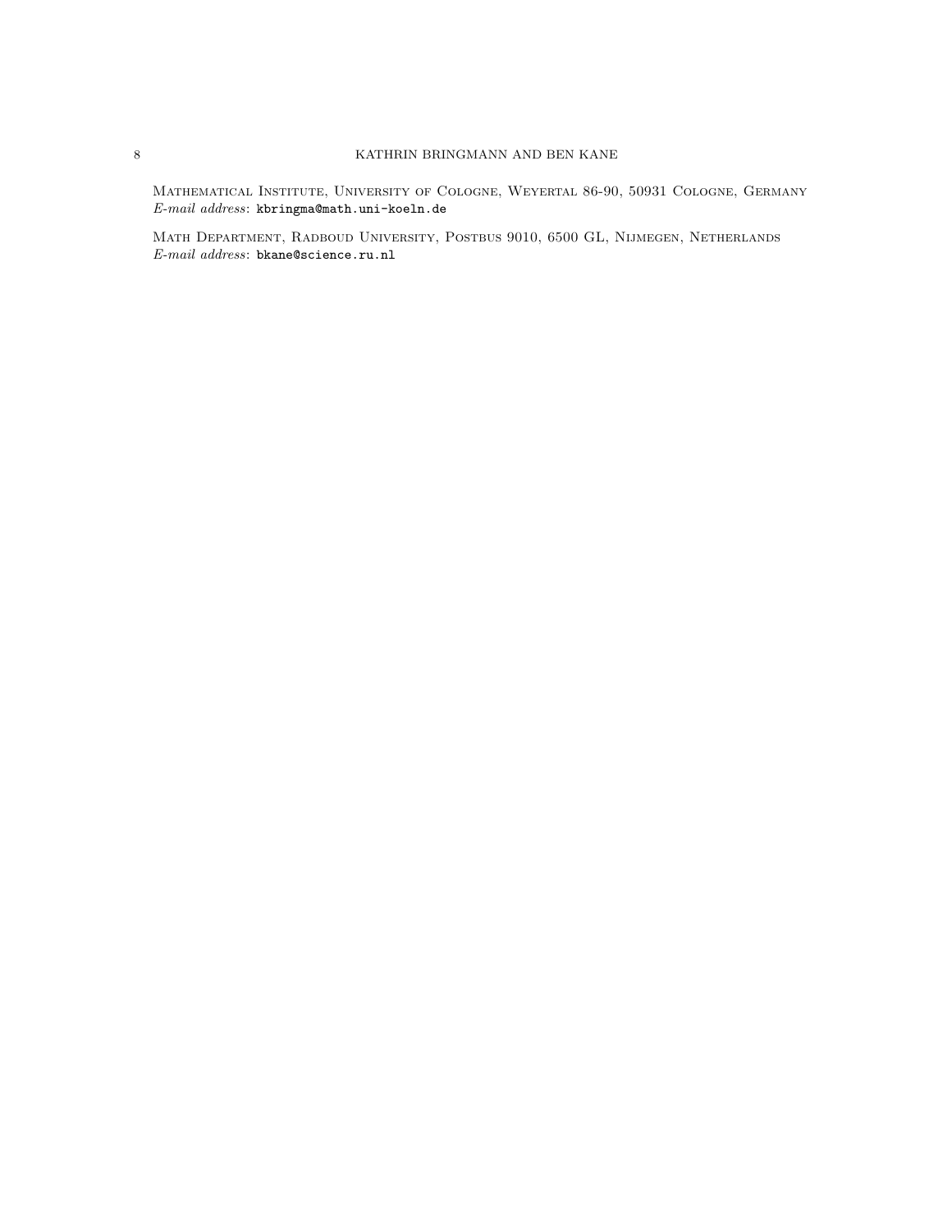Mathematical Institute, University of Cologne, Weyertal 86-90, 50931 Cologne, Germany
*E-mail address*: kbringma@math.uni-koeln.de

Math Department, Radboud University, Postbus 9010, 6500 GL, Nijmegen, Netherlands
*E-mail address*: bkane@science.ru.nl